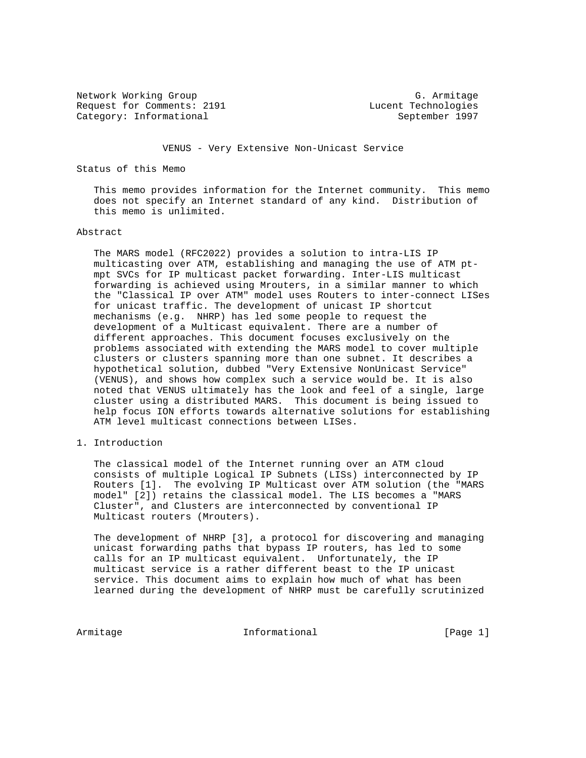Network Working Group G. Armitage
Request for Comments: 2191 Lucent Technologies
Category: Informational September 1997

# VENUS - Very Extensive Non-Unicast Service

## Status of this Memo

This memo provides information for the Internet community. This memo does not specify an Internet standard of any kind. Distribution of this memo is unlimited.

## Abstract

The MARS model (RFC2022) provides a solution to intra-LIS IP multicasting over ATM, establishing and managing the use of ATM pt-mpt SVCs for IP multicast packet forwarding. Inter-LIS multicast forwarding is achieved using Mrouters, in a similar manner to which the "Classical IP over ATM" model uses Routers to inter-connect LISes for unicast traffic. The development of unicast IP shortcut mechanisms (e.g. NHRP) has led some people to request the development of a Multicast equivalent. There are a number of different approaches. This document focuses exclusively on the problems associated with extending the MARS model to cover multiple clusters or clusters spanning more than one subnet. It describes a hypothetical solution, dubbed "Very Extensive NonUnicast Service" (VENUS), and shows how complex such a service would be. It is also noted that VENUS ultimately has the look and feel of a single, large cluster using a distributed MARS. This document is being issued to help focus ION efforts towards alternative solutions for establishing ATM level multicast connections between LISes.

## 1. Introduction

The classical model of the Internet running over an ATM cloud consists of multiple Logical IP Subnets (LISs) interconnected by IP Routers [1]. The evolving IP Multicast over ATM solution (the "MARS model" [2]) retains the classical model. The LIS becomes a "MARS Cluster", and Clusters are interconnected by conventional IP Multicast routers (Mrouters).

The development of NHRP [3], a protocol for discovering and managing unicast forwarding paths that bypass IP routers, has led to some calls for an IP multicast equivalent. Unfortunately, the IP multicast service is a rather different beast to the IP unicast service. This document aims to explain how much of what has been learned during the development of NHRP must be carefully scrutinized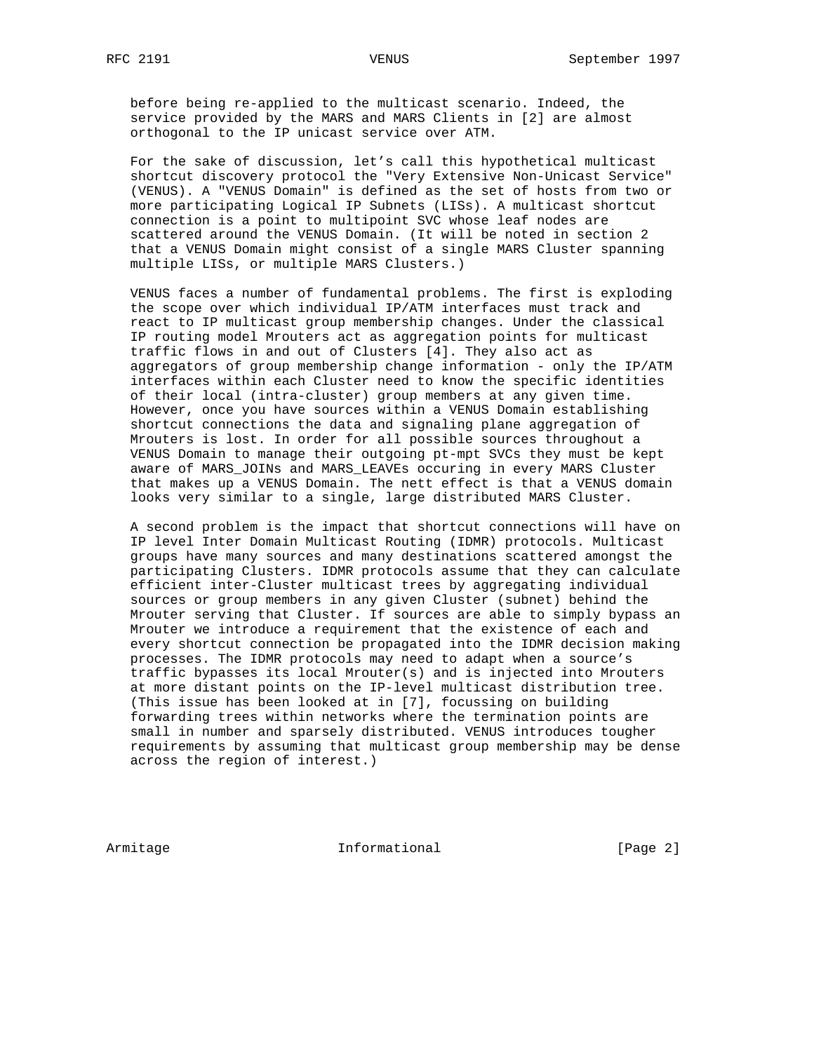before being re-applied to the multicast scenario. Indeed, the service provided by the MARS and MARS Clients in [2] are almost orthogonal to the IP unicast service over ATM.

For the sake of discussion, let's call this hypothetical multicast shortcut discovery protocol the "Very Extensive Non-Unicast Service" (VENUS). A "VENUS Domain" is defined as the set of hosts from two or more participating Logical IP Subnets (LISs). A multicast shortcut connection is a point to multipoint SVC whose leaf nodes are scattered around the VENUS Domain. (It will be noted in section 2 that a VENUS Domain might consist of a single MARS Cluster spanning multiple LISs, or multiple MARS Clusters.)

VENUS faces a number of fundamental problems. The first is exploding the scope over which individual IP/ATM interfaces must track and react to IP multicast group membership changes. Under the classical IP routing model Mrouters act as aggregation points for multicast traffic flows in and out of Clusters [4]. They also act as aggregators of group membership change information - only the IP/ATM interfaces within each Cluster need to know the specific identities of their local (intra-cluster) group members at any given time. However, once you have sources within a VENUS Domain establishing shortcut connections the data and signaling plane aggregation of Mrouters is lost. In order for all possible sources throughout a VENUS Domain to manage their outgoing pt-mpt SVCs they must be kept aware of MARS_JOINs and MARS_LEAVEs occuring in every MARS Cluster that makes up a VENUS Domain. The nett effect is that a VENUS domain looks very similar to a single, large distributed MARS Cluster.

A second problem is the impact that shortcut connections will have on IP level Inter Domain Multicast Routing (IDMR) protocols. Multicast groups have many sources and many destinations scattered amongst the participating Clusters. IDMR protocols assume that they can calculate efficient inter-Cluster multicast trees by aggregating individual sources or group members in any given Cluster (subnet) behind the Mrouter serving that Cluster. If sources are able to simply bypass an Mrouter we introduce a requirement that the existence of each and every shortcut connection be propagated into the IDMR decision making processes. The IDMR protocols may need to adapt when a source's traffic bypasses its local Mrouter(s) and is injected into Mrouters at more distant points on the IP-level multicast distribution tree. (This issue has been looked at in [7], focussing on building forwarding trees within networks where the termination points are small in number and sparsely distributed. VENUS introduces tougher requirements by assuming that multicast group membership may be dense across the region of interest.)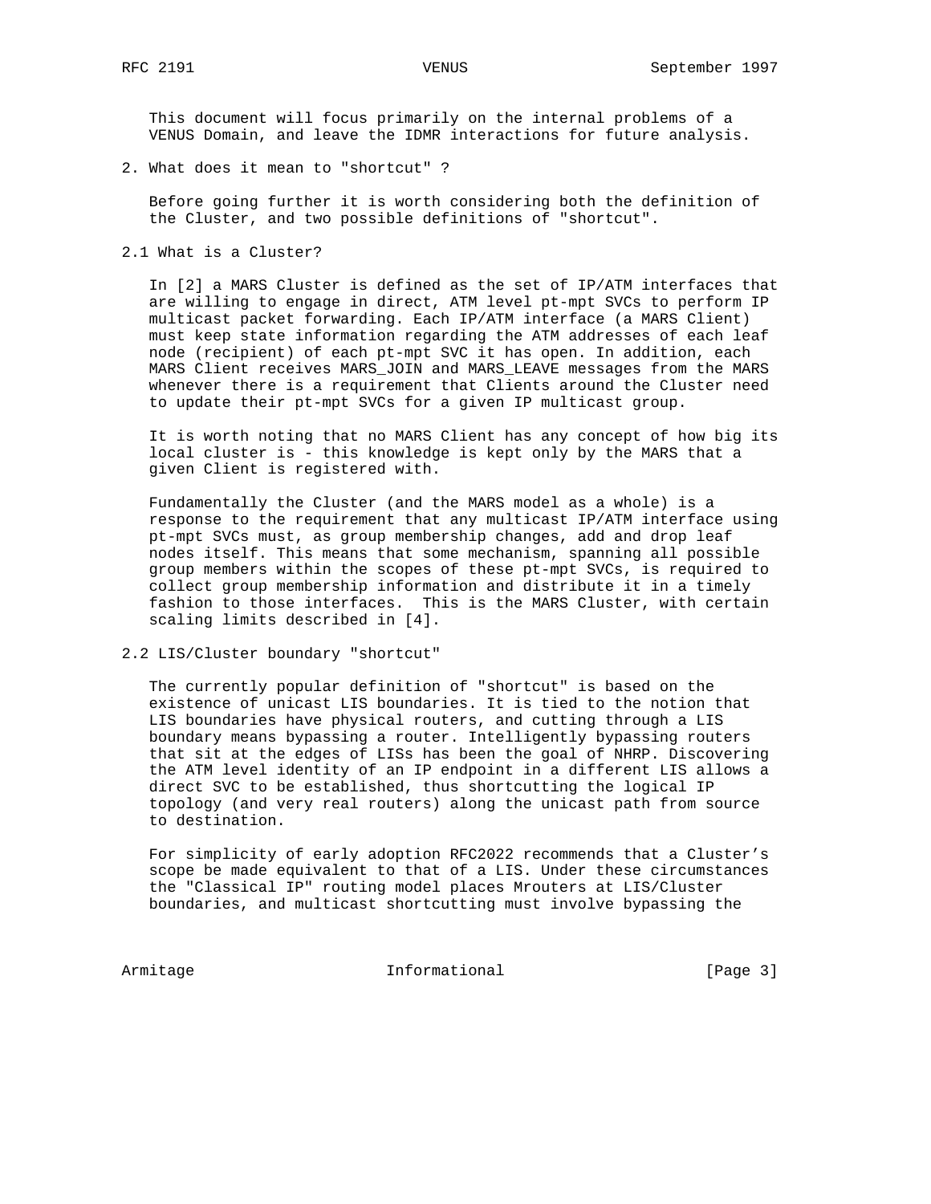This document will focus primarily on the internal problems of a VENUS Domain, and leave the IDMR interactions for future analysis.

## 2. What does it mean to "shortcut" ?

Before going further it is worth considering both the definition of the Cluster, and two possible definitions of "shortcut".

### 2.1 What is a Cluster?

In [2] a MARS Cluster is defined as the set of IP/ATM interfaces that are willing to engage in direct, ATM level pt-mpt SVCs to perform IP multicast packet forwarding. Each IP/ATM interface (a MARS Client) must keep state information regarding the ATM addresses of each leaf node (recipient) of each pt-mpt SVC it has open. In addition, each MARS Client receives MARS_JOIN and MARS_LEAVE messages from the MARS whenever there is a requirement that Clients around the Cluster need to update their pt-mpt SVCs for a given IP multicast group.

It is worth noting that no MARS Client has any concept of how big its local cluster is - this knowledge is kept only by the MARS that a given Client is registered with.

Fundamentally the Cluster (and the MARS model as a whole) is a response to the requirement that any multicast IP/ATM interface using pt-mpt SVCs must, as group membership changes, add and drop leaf nodes itself. This means that some mechanism, spanning all possible group members within the scopes of these pt-mpt SVCs, is required to collect group membership information and distribute it in a timely fashion to those interfaces. This is the MARS Cluster, with certain scaling limits described in [4].

### 2.2 LIS/Cluster boundary "shortcut"

The currently popular definition of "shortcut" is based on the existence of unicast LIS boundaries. It is tied to the notion that LIS boundaries have physical routers, and cutting through a LIS boundary means bypassing a router. Intelligently bypassing routers that sit at the edges of LISs has been the goal of NHRP. Discovering the ATM level identity of an IP endpoint in a different LIS allows a direct SVC to be established, thus shortcutting the logical IP topology (and very real routers) along the unicast path from source to destination.

For simplicity of early adoption RFC2022 recommends that a Cluster's scope be made equivalent to that of a LIS. Under these circumstances the "Classical IP" routing model places Mrouters at LIS/Cluster boundaries, and multicast shortcutting must involve bypassing the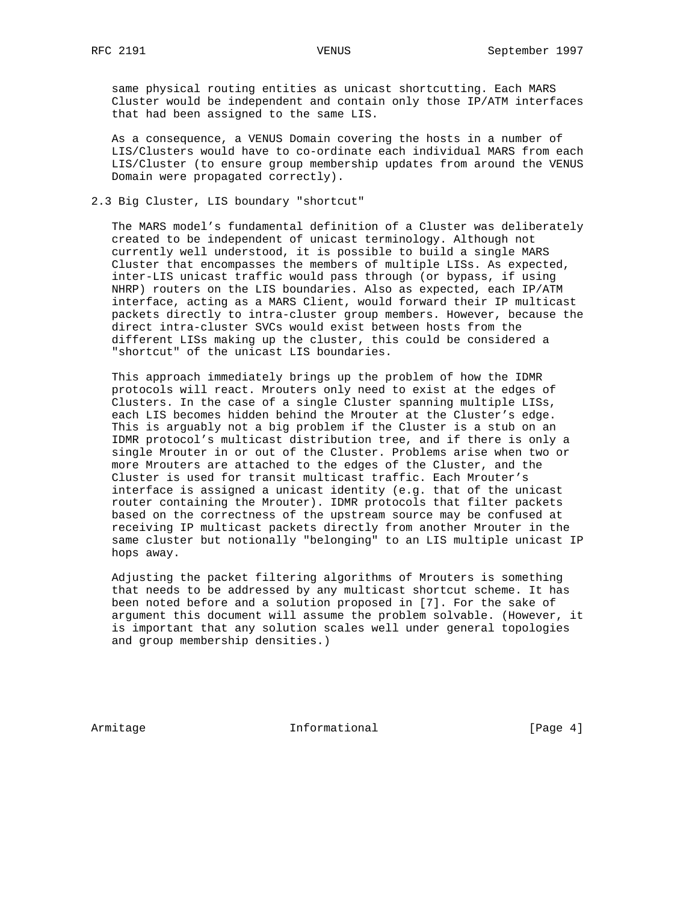same physical routing entities as unicast shortcutting. Each MARS Cluster would be independent and contain only those IP/ATM interfaces that had been assigned to the same LIS.

As a consequence, a VENUS Domain covering the hosts in a number of LIS/Clusters would have to co-ordinate each individual MARS from each LIS/Cluster (to ensure group membership updates from around the VENUS Domain were propagated correctly).

## 2.3 Big Cluster, LIS boundary "shortcut"

The MARS model's fundamental definition of a Cluster was deliberately created to be independent of unicast terminology. Although not currently well understood, it is possible to build a single MARS Cluster that encompasses the members of multiple LISs. As expected, inter-LIS unicast traffic would pass through (or bypass, if using NHRP) routers on the LIS boundaries. Also as expected, each IP/ATM interface, acting as a MARS Client, would forward their IP multicast packets directly to intra-cluster group members. However, because the direct intra-cluster SVCs would exist between hosts from the different LISs making up the cluster, this could be considered a "shortcut" of the unicast LIS boundaries.

This approach immediately brings up the problem of how the IDMR protocols will react. Mrouters only need to exist at the edges of Clusters. In the case of a single Cluster spanning multiple LISs, each LIS becomes hidden behind the Mrouter at the Cluster's edge. This is arguably not a big problem if the Cluster is a stub on an IDMR protocol's multicast distribution tree, and if there is only a single Mrouter in or out of the Cluster. Problems arise when two or more Mrouters are attached to the edges of the Cluster, and the Cluster is used for transit multicast traffic. Each Mrouter's interface is assigned a unicast identity (e.g. that of the unicast router containing the Mrouter). IDMR protocols that filter packets based on the correctness of the upstream source may be confused at receiving IP multicast packets directly from another Mrouter in the same cluster but notionally "belonging" to an LIS multiple unicast IP hops away.

Adjusting the packet filtering algorithms of Mrouters is something that needs to be addressed by any multicast shortcut scheme. It has been noted before and a solution proposed in [7]. For the sake of argument this document will assume the problem solvable. (However, it is important that any solution scales well under general topologies and group membership densities.)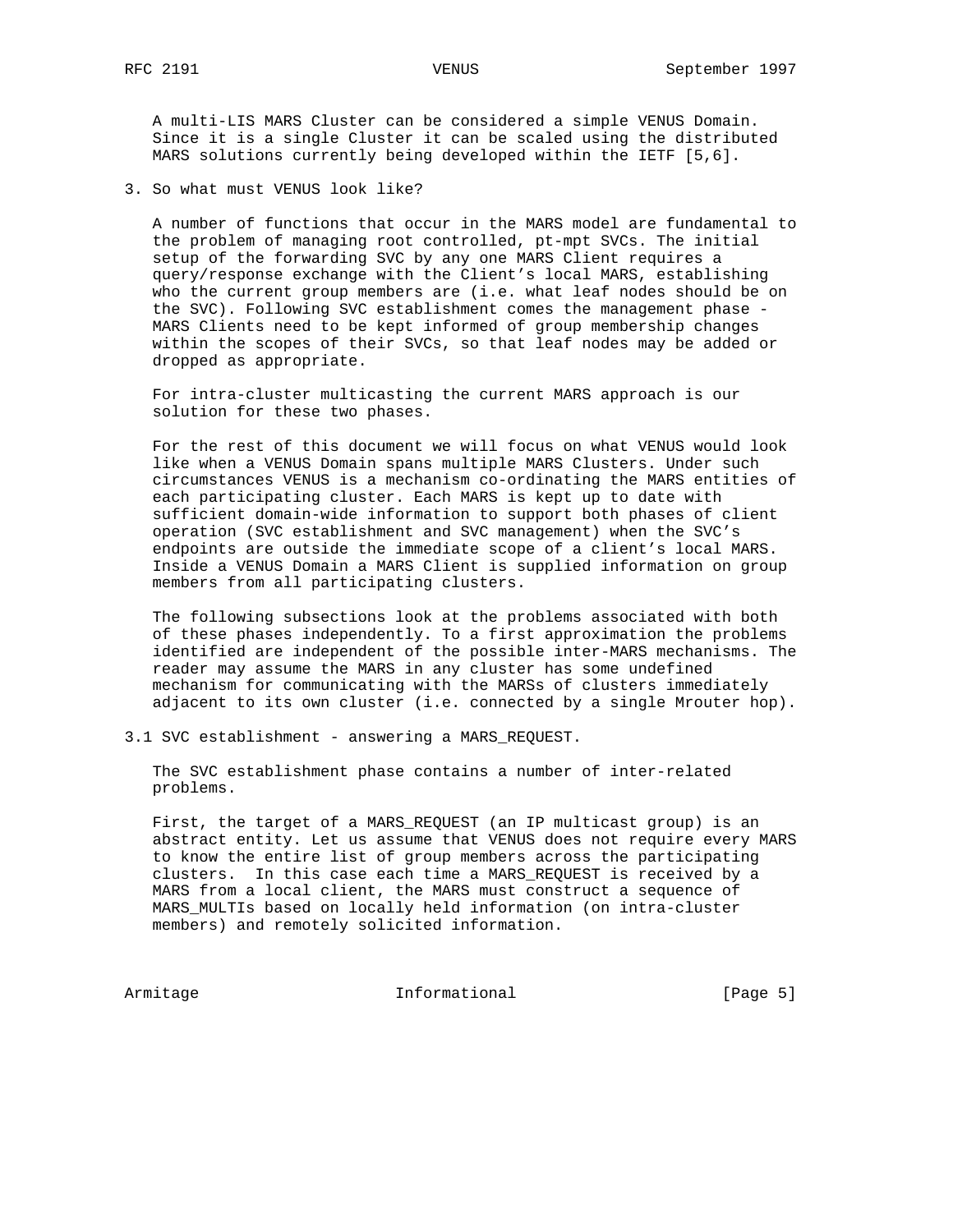A multi-LIS MARS Cluster can be considered a simple VENUS Domain. Since it is a single Cluster it can be scaled using the distributed MARS solutions currently being developed within the IETF [5,6].

## 3. So what must VENUS look like?

A number of functions that occur in the MARS model are fundamental to the problem of managing root controlled, pt-mpt SVCs. The initial setup of the forwarding SVC by any one MARS Client requires a query/response exchange with the Client's local MARS, establishing who the current group members are (i.e. what leaf nodes should be on the SVC). Following SVC establishment comes the management phase - MARS Clients need to be kept informed of group membership changes within the scopes of their SVCs, so that leaf nodes may be added or dropped as appropriate.

For intra-cluster multicasting the current MARS approach is our solution for these two phases.

For the rest of this document we will focus on what VENUS would look like when a VENUS Domain spans multiple MARS Clusters. Under such circumstances VENUS is a mechanism co-ordinating the MARS entities of each participating cluster. Each MARS is kept up to date with sufficient domain-wide information to support both phases of client operation (SVC establishment and SVC management) when the SVC's endpoints are outside the immediate scope of a client's local MARS. Inside a VENUS Domain a MARS Client is supplied information on group members from all participating clusters.

The following subsections look at the problems associated with both of these phases independently. To a first approximation the problems identified are independent of the possible inter-MARS mechanisms. The reader may assume the MARS in any cluster has some undefined mechanism for communicating with the MARSs of clusters immediately adjacent to its own cluster (i.e. connected by a single Mrouter hop).

### 3.1 SVC establishment - answering a MARS_REQUEST.

The SVC establishment phase contains a number of inter-related problems.

First, the target of a MARS_REQUEST (an IP multicast group) is an abstract entity. Let us assume that VENUS does not require every MARS to know the entire list of group members across the participating clusters. In this case each time a MARS_REQUEST is received by a MARS from a local client, the MARS must construct a sequence of MARS_MULTIs based on locally held information (on intra-cluster members) and remotely solicited information.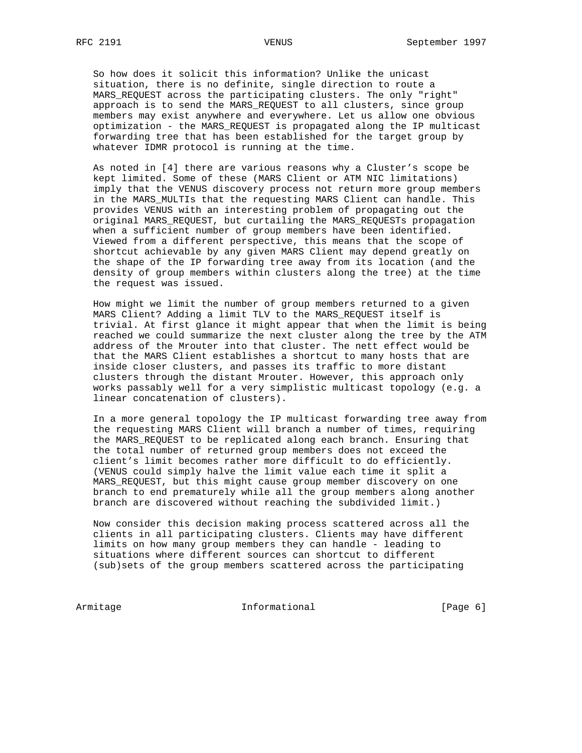So how does it solicit this information? Unlike the unicast situation, there is no definite, single direction to route a MARS_REQUEST across the participating clusters. The only "right" approach is to send the MARS_REQUEST to all clusters, since group members may exist anywhere and everywhere. Let us allow one obvious optimization - the MARS_REQUEST is propagated along the IP multicast forwarding tree that has been established for the target group by whatever IDMR protocol is running at the time.

As noted in [4] there are various reasons why a Cluster's scope be kept limited. Some of these (MARS Client or ATM NIC limitations) imply that the VENUS discovery process not return more group members in the MARS_MULTIs that the requesting MARS Client can handle. This provides VENUS with an interesting problem of propagating out the original MARS_REQUEST, but curtailing the MARS_REQUESTs propagation when a sufficient number of group members have been identified. Viewed from a different perspective, this means that the scope of shortcut achievable by any given MARS Client may depend greatly on the shape of the IP forwarding tree away from its location (and the density of group members within clusters along the tree) at the time the request was issued.

How might we limit the number of group members returned to a given MARS Client? Adding a limit TLV to the MARS_REQUEST itself is trivial. At first glance it might appear that when the limit is being reached we could summarize the next cluster along the tree by the ATM address of the Mrouter into that cluster. The nett effect would be that the MARS Client establishes a shortcut to many hosts that are inside closer clusters, and passes its traffic to more distant clusters through the distant Mrouter. However, this approach only works passably well for a very simplistic multicast topology (e.g. a linear concatenation of clusters).

In a more general topology the IP multicast forwarding tree away from the requesting MARS Client will branch a number of times, requiring the MARS_REQUEST to be replicated along each branch. Ensuring that the total number of returned group members does not exceed the client's limit becomes rather more difficult to do efficiently. (VENUS could simply halve the limit value each time it split a MARS_REQUEST, but this might cause group member discovery on one branch to end prematurely while all the group members along another branch are discovered without reaching the subdivided limit.)

Now consider this decision making process scattered across all the clients in all participating clusters. Clients may have different limits on how many group members they can handle - leading to situations where different sources can shortcut to different (sub)sets of the group members scattered across the participating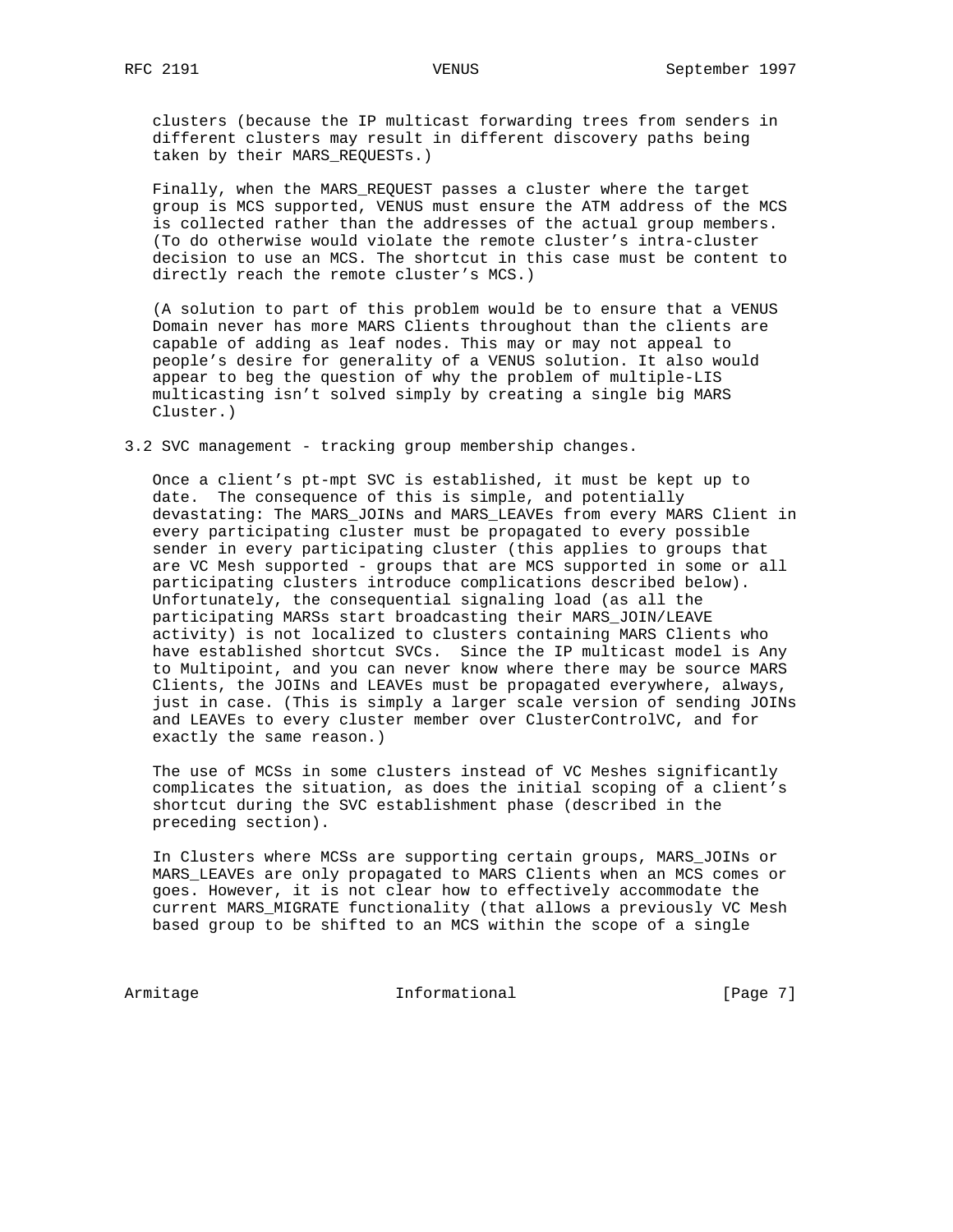clusters (because the IP multicast forwarding trees from senders in different clusters may result in different discovery paths being taken by their MARS_REQUESTs.)

Finally, when the MARS_REQUEST passes a cluster where the target group is MCS supported, VENUS must ensure the ATM address of the MCS is collected rather than the addresses of the actual group members. (To do otherwise would violate the remote cluster's intra-cluster decision to use an MCS. The shortcut in this case must be content to directly reach the remote cluster's MCS.)

(A solution to part of this problem would be to ensure that a VENUS Domain never has more MARS Clients throughout than the clients are capable of adding as leaf nodes. This may or may not appeal to people's desire for generality of a VENUS solution. It also would appear to beg the question of why the problem of multiple-LIS multicasting isn't solved simply by creating a single big MARS Cluster.)

### 3.2 SVC management - tracking group membership changes.

Once a client's pt-mpt SVC is established, it must be kept up to date. The consequence of this is simple, and potentially devastating: The MARS_JOINs and MARS_LEAVEs from every MARS Client in every participating cluster must be propagated to every possible sender in every participating cluster (this applies to groups that are VC Mesh supported - groups that are MCS supported in some or all participating clusters introduce complications described below). Unfortunately, the consequential signaling load (as all the participating MARSs start broadcasting their MARS_JOIN/LEAVE activity) is not localized to clusters containing MARS Clients who have established shortcut SVCs. Since the IP multicast model is Any to Multipoint, and you can never know where there may be source MARS Clients, the JOINs and LEAVEs must be propagated everywhere, always, just in case. (This is simply a larger scale version of sending JOINs and LEAVEs to every cluster member over ClusterControlVC, and for exactly the same reason.)

The use of MCSs in some clusters instead of VC Meshes significantly complicates the situation, as does the initial scoping of a client's shortcut during the SVC establishment phase (described in the preceding section).

In Clusters where MCSs are supporting certain groups, MARS_JOINs or MARS_LEAVEs are only propagated to MARS Clients when an MCS comes or goes. However, it is not clear how to effectively accommodate the current MARS_MIGRATE functionality (that allows a previously VC Mesh based group to be shifted to an MCS within the scope of a single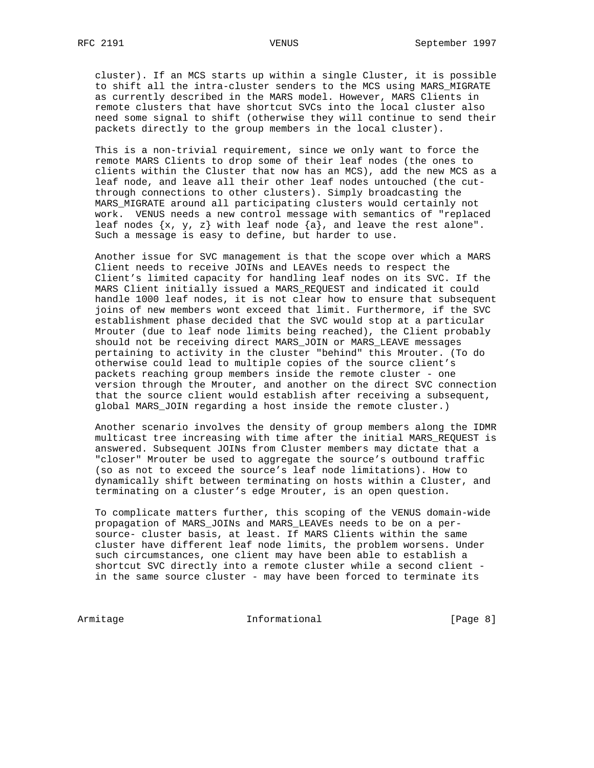cluster). If an MCS starts up within a single Cluster, it is possible to shift all the intra-cluster senders to the MCS using MARS_MIGRATE as currently described in the MARS model. However, MARS Clients in remote clusters that have shortcut SVCs into the local cluster also need some signal to shift (otherwise they will continue to send their packets directly to the group members in the local cluster).

This is a non-trivial requirement, since we only want to force the remote MARS Clients to drop some of their leaf nodes (the ones to clients within the Cluster that now has an MCS), add the new MCS as a leaf node, and leave all their other leaf nodes untouched (the cut-through connections to other clusters). Simply broadcasting the MARS_MIGRATE around all participating clusters would certainly not work. VENUS needs a new control message with semantics of "replaced leaf nodes {x, y, z} with leaf node {a}, and leave the rest alone". Such a message is easy to define, but harder to use.

Another issue for SVC management is that the scope over which a MARS Client needs to receive JOINs and LEAVEs needs to respect the Client's limited capacity for handling leaf nodes on its SVC. If the MARS Client initially issued a MARS_REQUEST and indicated it could handle 1000 leaf nodes, it is not clear how to ensure that subsequent joins of new members wont exceed that limit. Furthermore, if the SVC establishment phase decided that the SVC would stop at a particular Mrouter (due to leaf node limits being reached), the Client probably should not be receiving direct MARS_JOIN or MARS_LEAVE messages pertaining to activity in the cluster "behind" this Mrouter. (To do otherwise could lead to multiple copies of the source client's packets reaching group members inside the remote cluster - one version through the Mrouter, and another on the direct SVC connection that the source client would establish after receiving a subsequent, global MARS_JOIN regarding a host inside the remote cluster.)

Another scenario involves the density of group members along the IDMR multicast tree increasing with time after the initial MARS_REQUEST is answered. Subsequent JOINs from Cluster members may dictate that a "closer" Mrouter be used to aggregate the source's outbound traffic (so as not to exceed the source's leaf node limitations). How to dynamically shift between terminating on hosts within a Cluster, and terminating on a cluster's edge Mrouter, is an open question.

To complicate matters further, this scoping of the VENUS domain-wide propagation of MARS_JOINs and MARS_LEAVEs needs to be on a per-source- cluster basis, at least. If MARS Clients within the same cluster have different leaf node limits, the problem worsens. Under such circumstances, one client may have been able to establish a shortcut SVC directly into a remote cluster while a second client - in the same source cluster - may have been forced to terminate its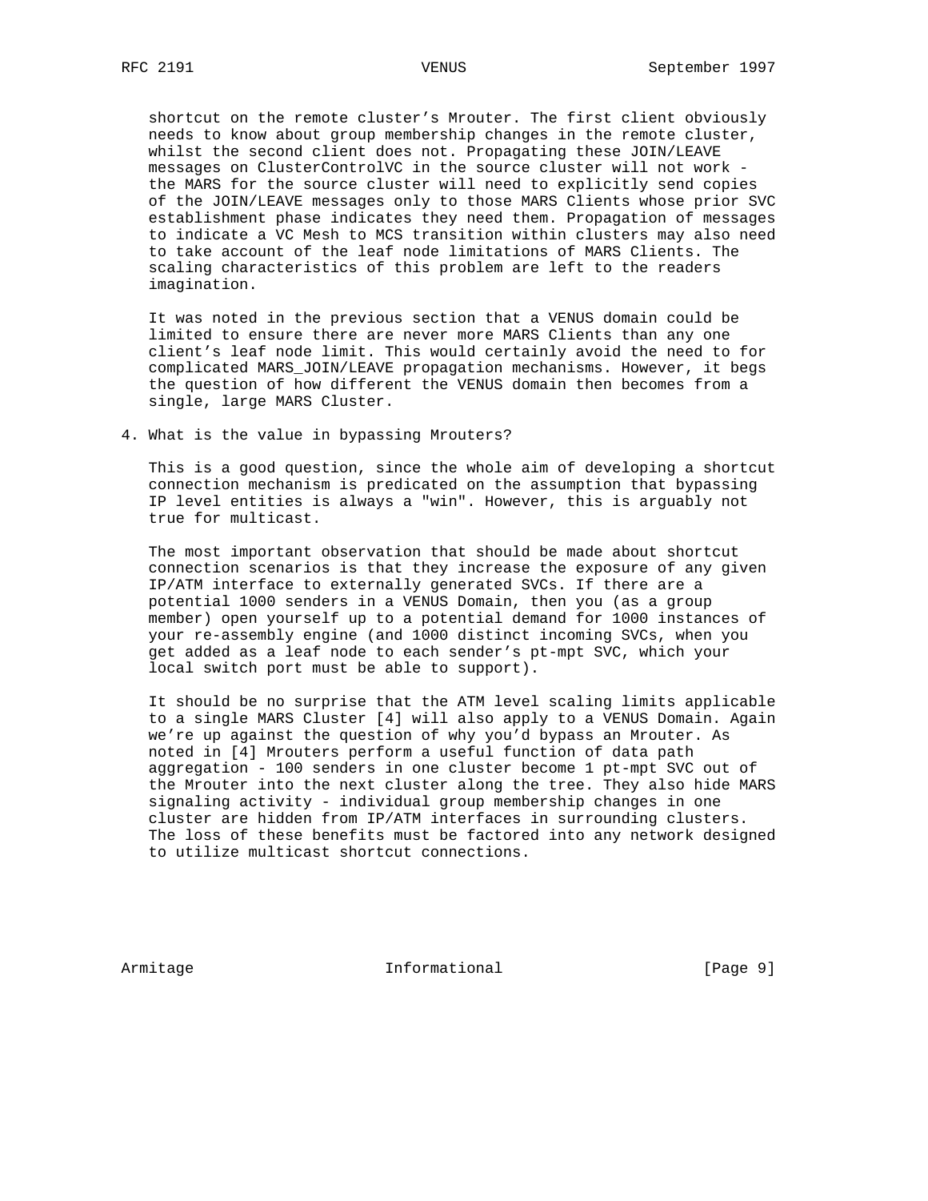shortcut on the remote cluster's Mrouter. The first client obviously needs to know about group membership changes in the remote cluster, whilst the second client does not. Propagating these JOIN/LEAVE messages on ClusterControlVC in the source cluster will not work - the MARS for the source cluster will need to explicitly send copies of the JOIN/LEAVE messages only to those MARS Clients whose prior SVC establishment phase indicates they need them. Propagation of messages to indicate a VC Mesh to MCS transition within clusters may also need to take account of the leaf node limitations of MARS Clients. The scaling characteristics of this problem are left to the readers imagination.

It was noted in the previous section that a VENUS domain could be limited to ensure there are never more MARS Clients than any one client's leaf node limit. This would certainly avoid the need to for complicated MARS_JOIN/LEAVE propagation mechanisms. However, it begs the question of how different the VENUS domain then becomes from a single, large MARS Cluster.

## 4. What is the value in bypassing Mrouters?

This is a good question, since the whole aim of developing a shortcut connection mechanism is predicated on the assumption that bypassing IP level entities is always a "win". However, this is arguably not true for multicast.

The most important observation that should be made about shortcut connection scenarios is that they increase the exposure of any given IP/ATM interface to externally generated SVCs. If there are a potential 1000 senders in a VENUS Domain, then you (as a group member) open yourself up to a potential demand for 1000 instances of your re-assembly engine (and 1000 distinct incoming SVCs, when you get added as a leaf node to each sender's pt-mpt SVC, which your local switch port must be able to support).

It should be no surprise that the ATM level scaling limits applicable to a single MARS Cluster [4] will also apply to a VENUS Domain. Again we're up against the question of why you'd bypass an Mrouter. As noted in [4] Mrouters perform a useful function of data path aggregation - 100 senders in one cluster become 1 pt-mpt SVC out of the Mrouter into the next cluster along the tree. They also hide MARS signaling activity - individual group membership changes in one cluster are hidden from IP/ATM interfaces in surrounding clusters. The loss of these benefits must be factored into any network designed to utilize multicast shortcut connections.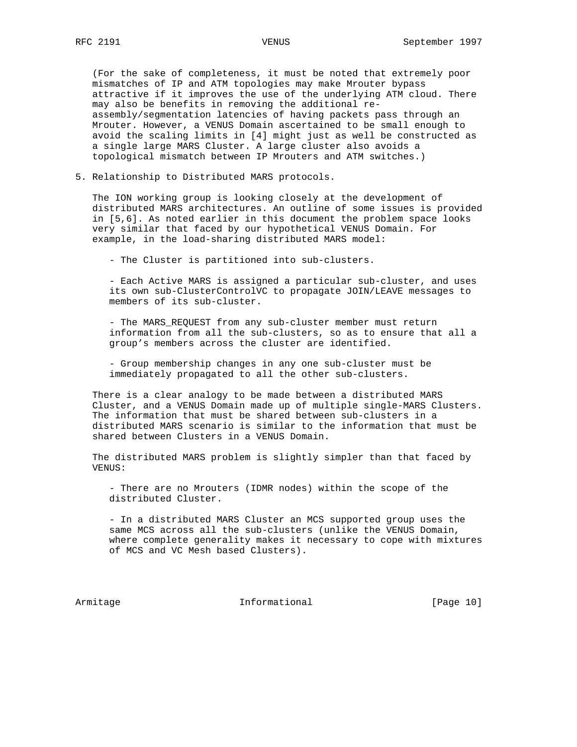(For the sake of completeness, it must be noted that extremely poor mismatches of IP and ATM topologies may make Mrouter bypass attractive if it improves the use of the underlying ATM cloud. There may also be benefits in removing the additional re-assembly/segmentation latencies of having packets pass through an Mrouter. However, a VENUS Domain ascertained to be small enough to avoid the scaling limits in [4] might just as well be constructed as a single large MARS Cluster. A large cluster also avoids a topological mismatch between IP Mrouters and ATM switches.)

## 5. Relationship to Distributed MARS protocols.

The ION working group is looking closely at the development of distributed MARS architectures. An outline of some issues is provided in [5,6]. As noted earlier in this document the problem space looks very similar that faced by our hypothetical VENUS Domain. For example, in the load-sharing distributed MARS model:

- The Cluster is partitioned into sub-clusters.

- Each Active MARS is assigned a particular sub-cluster, and uses its own sub-ClusterControlVC to propagate JOIN/LEAVE messages to members of its sub-cluster.

- The MARS_REQUEST from any sub-cluster member must return information from all the sub-clusters, so as to ensure that all a group's members across the cluster are identified.

- Group membership changes in any one sub-cluster must be immediately propagated to all the other sub-clusters.

There is a clear analogy to be made between a distributed MARS Cluster, and a VENUS Domain made up of multiple single-MARS Clusters. The information that must be shared between sub-clusters in a distributed MARS scenario is similar to the information that must be shared between Clusters in a VENUS Domain.

The distributed MARS problem is slightly simpler than that faced by VENUS:

- There are no Mrouters (IDMR nodes) within the scope of the distributed Cluster.

- In a distributed MARS Cluster an MCS supported group uses the same MCS across all the sub-clusters (unlike the VENUS Domain, where complete generality makes it necessary to cope with mixtures of MCS and VC Mesh based Clusters).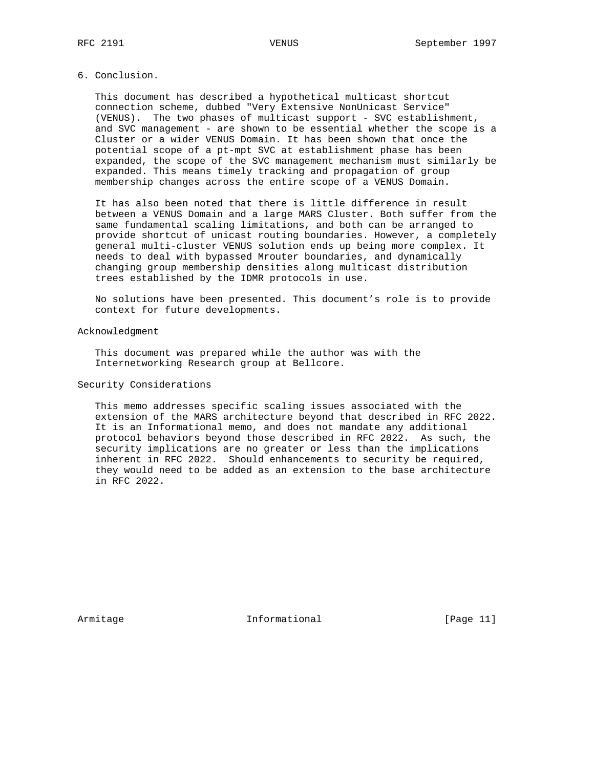## 6. Conclusion.

This document has described a hypothetical multicast shortcut connection scheme, dubbed "Very Extensive NonUnicast Service" (VENUS). The two phases of multicast support - SVC establishment, and SVC management - are shown to be essential whether the scope is a Cluster or a wider VENUS Domain. It has been shown that once the potential scope of a pt-mpt SVC at establishment phase has been expanded, the scope of the SVC management mechanism must similarly be expanded. This means timely tracking and propagation of group membership changes across the entire scope of a VENUS Domain.

It has also been noted that there is little difference in result between a VENUS Domain and a large MARS Cluster. Both suffer from the same fundamental scaling limitations, and both can be arranged to provide shortcut of unicast routing boundaries. However, a completely general multi-cluster VENUS solution ends up being more complex. It needs to deal with bypassed Mrouter boundaries, and dynamically changing group membership densities along multicast distribution trees established by the IDMR protocols in use.

No solutions have been presented. This document’s role is to provide context for future developments.

## Acknowledgment

This document was prepared while the author was with the Internetworking Research group at Bellcore.

## Security Considerations

This memo addresses specific scaling issues associated with the extension of the MARS architecture beyond that described in RFC 2022. It is an Informational memo, and does not mandate any additional protocol behaviors beyond those described in RFC 2022. As such, the security implications are no greater or less than the implications inherent in RFC 2022. Should enhancements to security be required, they would need to be added as an extension to the base architecture in RFC 2022.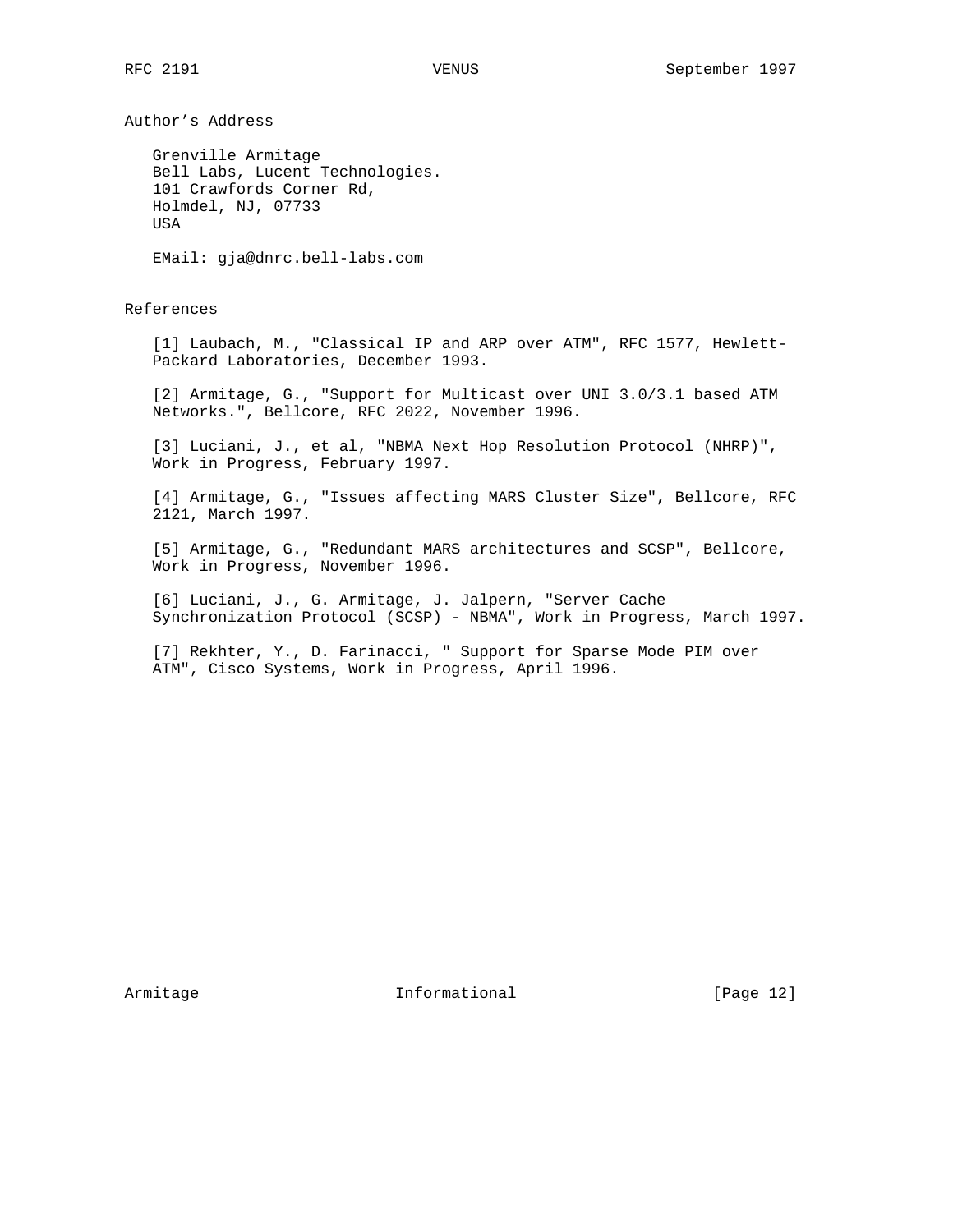## Author's Address

Grenville Armitage
Bell Labs, Lucent Technologies.
101 Crawfords Corner Rd,
Holmdel, NJ, 07733
USA

EMail: gja@dnrc.bell-labs.com

## References

[1] Laubach, M., "Classical IP and ARP over ATM", RFC 1577, Hewlett-Packard Laboratories, December 1993.

[2] Armitage, G., "Support for Multicast over UNI 3.0/3.1 based ATM Networks.", Bellcore, RFC 2022, November 1996.

[3] Luciani, J., et al, "NBMA Next Hop Resolution Protocol (NHRP)", Work in Progress, February 1997.

[4] Armitage, G., "Issues affecting MARS Cluster Size", Bellcore, RFC 2121, March 1997.

[5] Armitage, G., "Redundant MARS architectures and SCSP", Bellcore, Work in Progress, November 1996.

[6] Luciani, J., G. Armitage, J. Jalpern, "Server Cache Synchronization Protocol (SCSP) - NBMA", Work in Progress, March 1997.

[7] Rekhter, Y., D. Farinacci, " Support for Sparse Mode PIM over ATM", Cisco Systems, Work in Progress, April 1996.